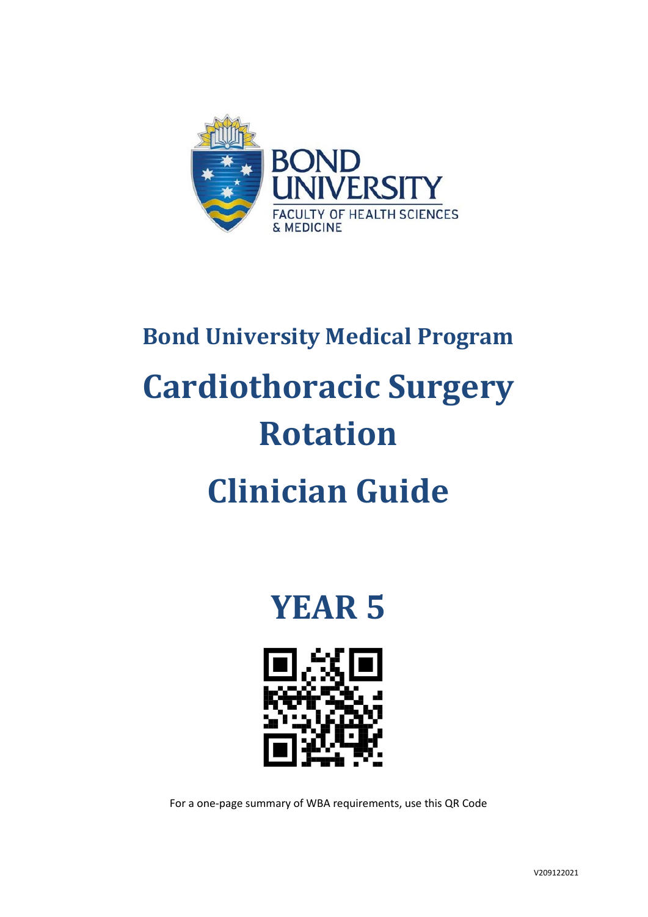BOND UNIVERSITY
FACULTY OF HEALTH SCIENCES & MEDICINE

## Bond University Medical Program

# Cardiothoracic Surgery Rotation

# Clinician Guide

# YEAR 5

For a one-page summary of WBA requirements, use this QR Code

V209122021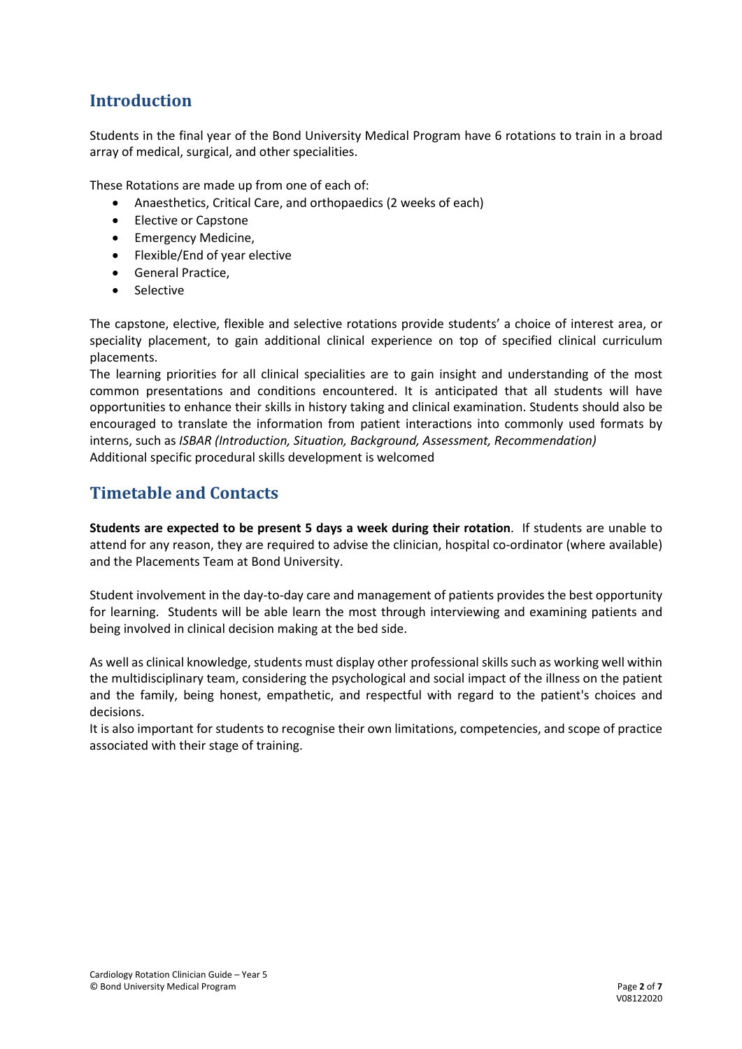## Introduction

Students in the final year of the Bond University Medical Program have 6 rotations to train in a broad array of medical, surgical, and other specialities.

These Rotations are made up from one of each of:

- Anaesthetics, Critical Care, and orthopaedics (2 weeks of each)
- Elective or Capstone
- Emergency Medicine,
- Flexible/End of year elective
- General Practice,
- Selective

The capstone, elective, flexible and selective rotations provide students' a choice of interest area, or speciality placement, to gain additional clinical experience on top of specified clinical curriculum placements.

The learning priorities for all clinical specialities are to gain insight and understanding of the most common presentations and conditions encountered. It is anticipated that all students will have opportunities to enhance their skills in history taking and clinical examination. Students should also be encouraged to translate the information from patient interactions into commonly used formats by interns, such as *ISBAR (Introduction, Situation, Background, Assessment, Recommendation)*
Additional specific procedural skills development is welcomed

## Timetable and Contacts

**Students are expected to be present 5 days a week during their rotation**. If students are unable to attend for any reason, they are required to advise the clinician, hospital co-ordinator (where available) and the Placements Team at Bond University.

Student involvement in the day-to-day care and management of patients provides the best opportunity for learning. Students will be able learn the most through interviewing and examining patients and being involved in clinical decision making at the bed side.

As well as clinical knowledge, students must display other professional skills such as working well within the multidisciplinary team, considering the psychological and social impact of the illness on the patient and the family, being honest, empathetic, and respectful with regard to the patient's choices and decisions.

It is also important for students to recognise their own limitations, competencies, and scope of practice associated with their stage of training.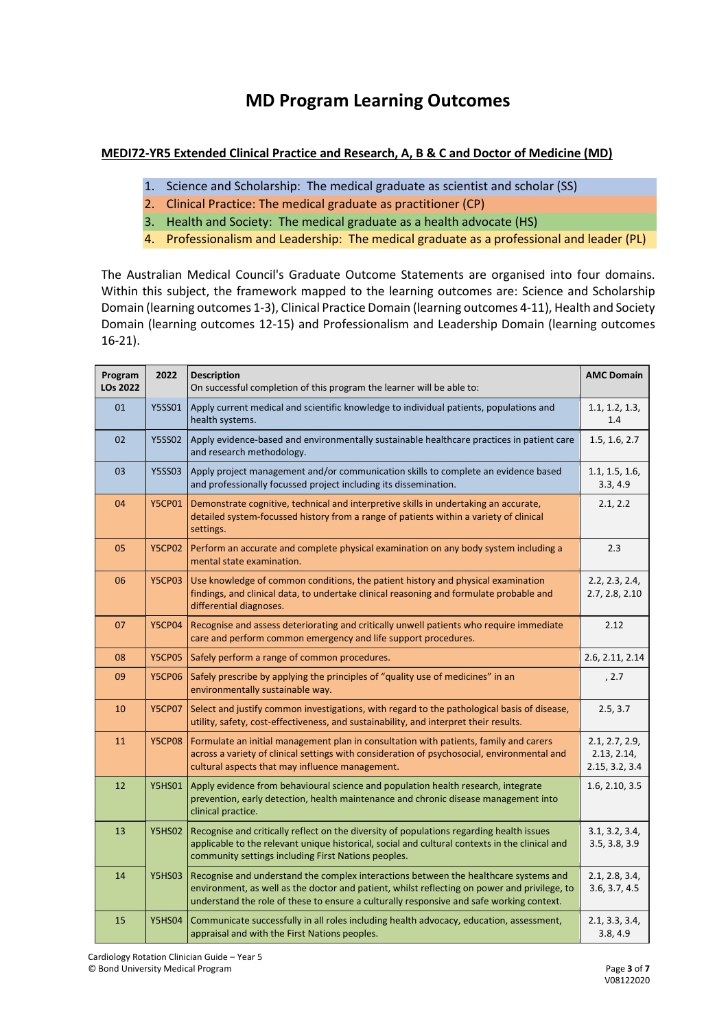# MD Program Learning Outcomes

**MEDI72-YR5 Extended Clinical Practice and Research, A, B & C and Doctor of Medicine (MD)**

1. Science and Scholarship: The medical graduate as scientist and scholar (SS)
2. Clinical Practice: The medical graduate as practitioner (CP)
3. Health and Society: The medical graduate as a health advocate (HS)
4. Professionalism and Leadership: The medical graduate as a professional and leader (PL)

The Australian Medical Council's Graduate Outcome Statements are organised into four domains. Within this subject, the framework mapped to the learning outcomes are: Science and Scholarship Domain (learning outcomes 1-3), Clinical Practice Domain (learning outcomes 4-11), Health and Society Domain (learning outcomes 12-15) and Professionalism and Leadership Domain (learning outcomes 16-21).

| Program LOs 2022 | 2022 | Description<br>On successful completion of this program the learner will be able to: | AMC Domain |
|---|---|---|---|
| 01 | Y5SS01 | Apply current medical and scientific knowledge to individual patients, populations and health systems. | 1.1, 1.2, 1.3, 1.4 |
| 02 | Y5SS02 | Apply evidence-based and environmentally sustainable healthcare practices in patient care and research methodology. | 1.5, 1.6, 2.7 |
| 03 | Y5SS03 | Apply project management and/or communication skills to complete an evidence based and professionally focussed project including its dissemination. | 1.1, 1.5, 1.6, 3.3, 4.9 |
| 04 | Y5CP01 | Demonstrate cognitive, technical and interpretive skills in undertaking an accurate, detailed system-focussed history from a range of patients within a variety of clinical settings. | 2.1, 2.2 |
| 05 | Y5CP02 | Perform an accurate and complete physical examination on any body system including a mental state examination. | 2.3 |
| 06 | Y5CP03 | Use knowledge of common conditions, the patient history and physical examination findings, and clinical data, to undertake clinical reasoning and formulate probable and differential diagnoses. | 2.2, 2.3, 2.4, 2.7, 2.8, 2.10 |
| 07 | Y5CP04 | Recognise and assess deteriorating and critically unwell patients who require immediate care and perform common emergency and life support procedures. | 2.12 |
| 08 | Y5CP05 | Safely perform a range of common procedures. | 2.6, 2.11, 2.14 |
| 09 | Y5CP06 | Safely prescribe by applying the principles of "quality use of medicines" in an environmentally sustainable way. | , 2.7 |
| 10 | Y5CP07 | Select and justify common investigations, with regard to the pathological basis of disease, utility, safety, cost-effectiveness, and sustainability, and interpret their results. | 2.5, 3.7 |
| 11 | Y5CP08 | Formulate an initial management plan in consultation with patients, family and carers across a variety of clinical settings with consideration of psychosocial, environmental and cultural aspects that may influence management. | 2.1, 2.7, 2.9, 2.13, 2.14, 2.15, 3.2, 3.4 |
| 12 | Y5HS01 | Apply evidence from behavioural science and population health research, integrate prevention, early detection, health maintenance and chronic disease management into clinical practice. | 1.6, 2.10, 3.5 |
| 13 | Y5HS02 | Recognise and critically reflect on the diversity of populations regarding health issues applicable to the relevant unique historical, social and cultural contexts in the clinical and community settings including First Nations peoples. | 3.1, 3.2, 3.4, 3.5, 3.8, 3.9 |
| 14 | Y5HS03 | Recognise and understand the complex interactions between the healthcare systems and environment, as well as the doctor and patient, whilst reflecting on power and privilege, to understand the role of these to ensure a culturally responsive and safe working context. | 2.1, 2.8, 3.4, 3.6, 3.7, 4.5 |
| 15 | Y5HS04 | Communicate successfully in all roles including health advocacy, education, assessment, appraisal and with the First Nations peoples. | 2.1, 3.3, 3.4, 3.8, 4.9 |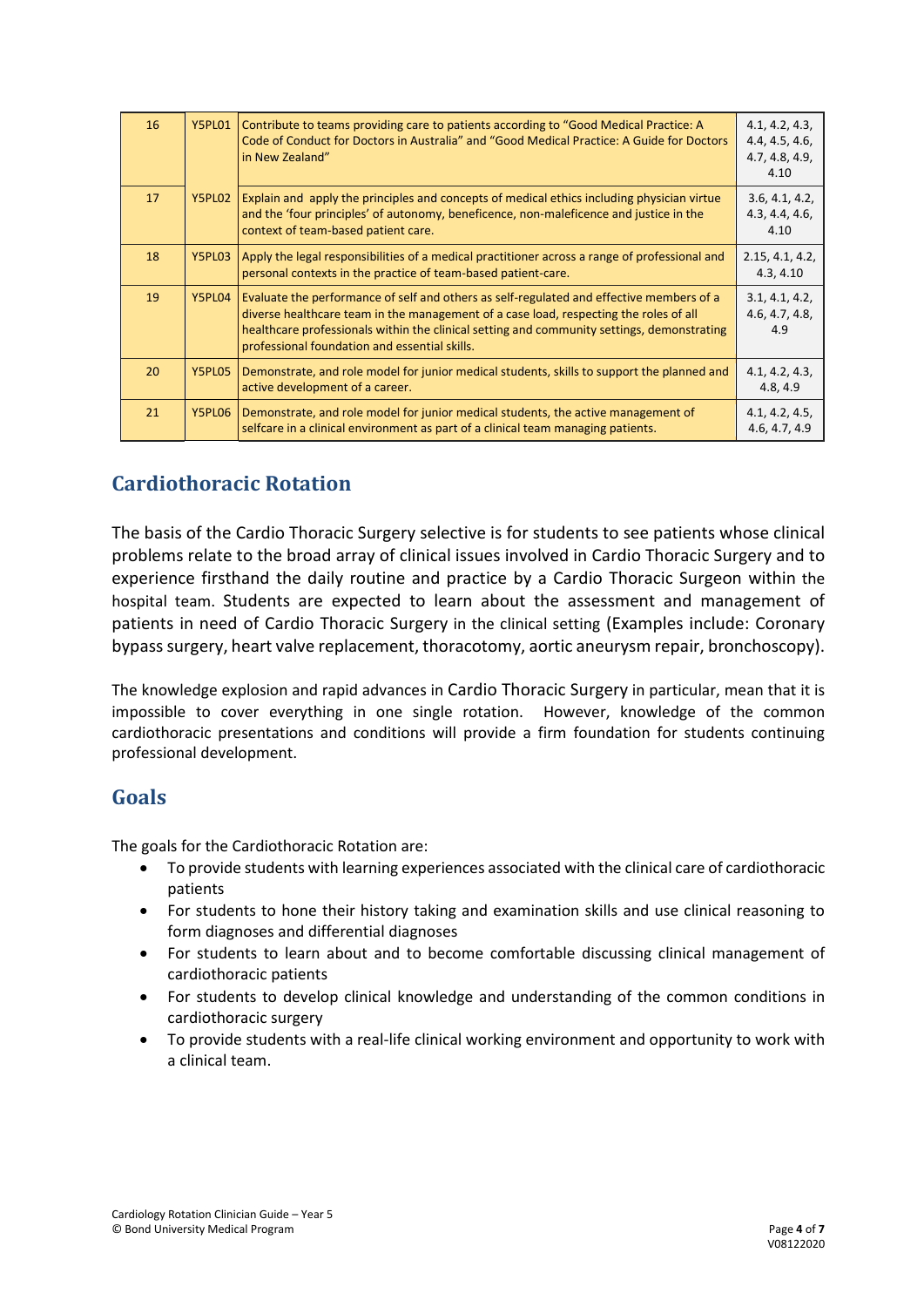| 16 | Y5PL01 | Contribute to teams providing care to patients according to "Good Medical Practice: A Code of Conduct for Doctors in Australia" and "Good Medical Practice: A Guide for Doctors in New Zealand" | 4.1, 4.2, 4.3, 4.4, 4.5, 4.6, 4.7, 4.8, 4.9, 4.10 |
|---|---|---|---|
| 17 | Y5PL02 | Explain and apply the principles and concepts of medical ethics including physician virtue and the 'four principles' of autonomy, beneficence, non-maleficence and justice in the context of team-based patient care. | 3.6, 4.1, 4.2, 4.3, 4.4, 4.6, 4.10 |
| 18 | Y5PL03 | Apply the legal responsibilities of a medical practitioner across a range of professional and personal contexts in the practice of team-based patient-care. | 2.15, 4.1, 4.2, 4.3, 4.10 |
| 19 | Y5PL04 | Evaluate the performance of self and others as self-regulated and effective members of a diverse healthcare team in the management of a case load, respecting the roles of all healthcare professionals within the clinical setting and community settings, demonstrating professional foundation and essential skills. | 3.1, 4.1, 4.2, 4.6, 4.7, 4.8, 4.9 |
| 20 | Y5PL05 | Demonstrate, and role model for junior medical students, skills to support the planned and active development of a career. | 4.1, 4.2, 4.3, 4.8, 4.9 |
| 21 | Y5PL06 | Demonstrate, and role model for junior medical students, the active management of selfcare in a clinical environment as part of a clinical team managing patients. | 4.1, 4.2, 4.5, 4.6, 4.7, 4.9 |

## Cardiothoracic Rotation

The basis of the Cardio Thoracic Surgery selective is for students to see patients whose clinical problems relate to the broad array of clinical issues involved in Cardio Thoracic Surgery and to experience firsthand the daily routine and practice by a Cardio Thoracic Surgeon within the hospital team. Students are expected to learn about the assessment and management of patients in need of Cardio Thoracic Surgery in the clinical setting (Examples include: Coronary bypass surgery, heart valve replacement, thoracotomy, aortic aneurysm repair, bronchoscopy).

The knowledge explosion and rapid advances in Cardio Thoracic Surgery in particular, mean that it is impossible to cover everything in one single rotation. However, knowledge of the common cardiothoracic presentations and conditions will provide a firm foundation for students continuing professional development.

## Goals

The goals for the Cardiothoracic Rotation are:

- To provide students with learning experiences associated with the clinical care of cardiothoracic patients
- For students to hone their history taking and examination skills and use clinical reasoning to form diagnoses and differential diagnoses
- For students to learn about and to become comfortable discussing clinical management of cardiothoracic patients
- For students to develop clinical knowledge and understanding of the common conditions in cardiothoracic surgery
- To provide students with a real-life clinical working environment and opportunity to work with a clinical team.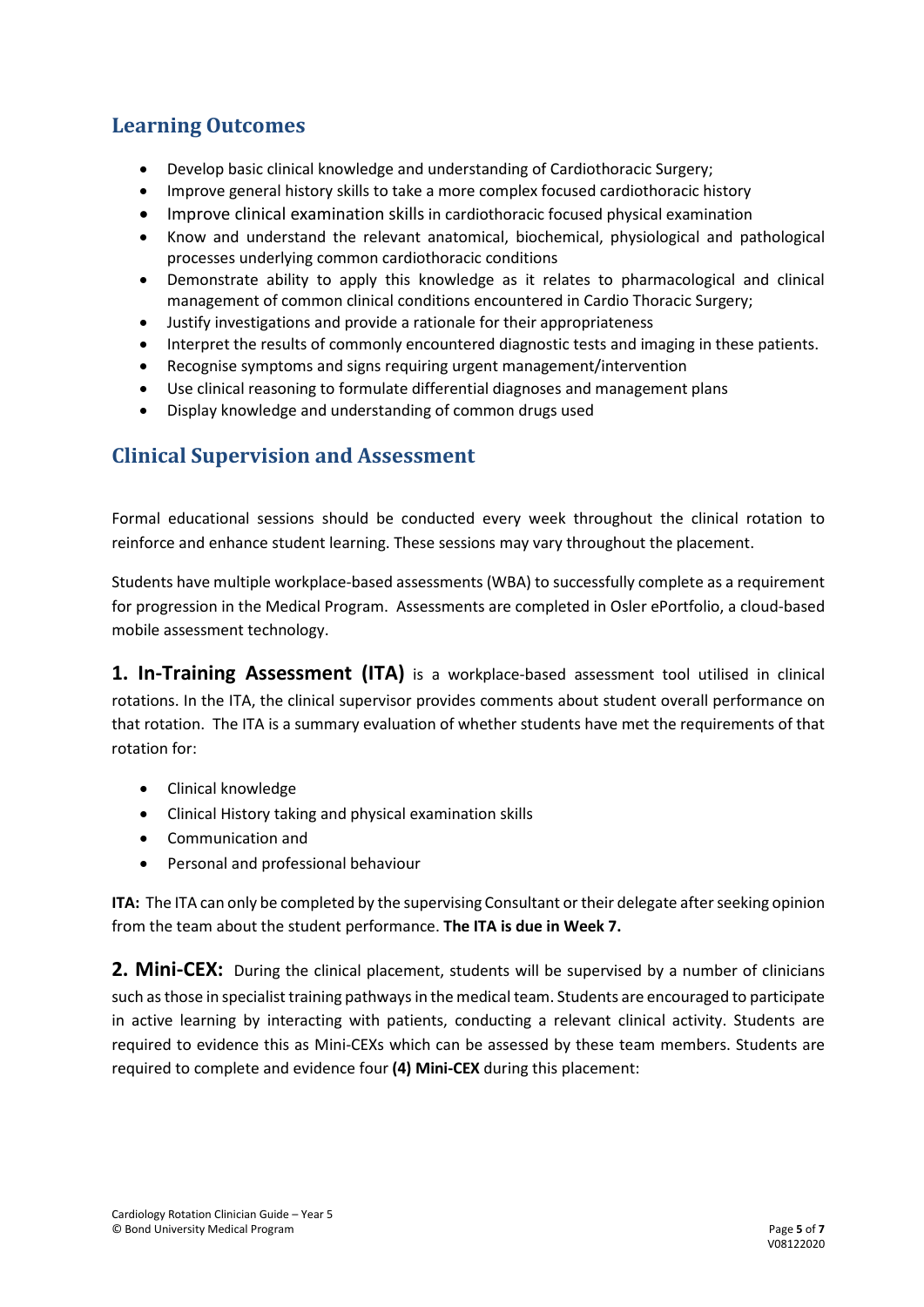## Learning Outcomes

- Develop basic clinical knowledge and understanding of Cardiothoracic Surgery;
- Improve general history skills to take a more complex focused cardiothoracic history
- Improve clinical examination skills in cardiothoracic focused physical examination
- Know and understand the relevant anatomical, biochemical, physiological and pathological processes underlying common cardiothoracic conditions
- Demonstrate ability to apply this knowledge as it relates to pharmacological and clinical management of common clinical conditions encountered in Cardio Thoracic Surgery;
- Justify investigations and provide a rationale for their appropriateness
- Interpret the results of commonly encountered diagnostic tests and imaging in these patients.
- Recognise symptoms and signs requiring urgent management/intervention
- Use clinical reasoning to formulate differential diagnoses and management plans
- Display knowledge and understanding of common drugs used

## Clinical Supervision and Assessment

Formal educational sessions should be conducted every week throughout the clinical rotation to reinforce and enhance student learning. These sessions may vary throughout the placement.

Students have multiple workplace-based assessments (WBA) to successfully complete as a requirement for progression in the Medical Program. Assessments are completed in Osler ePortfolio, a cloud-based mobile assessment technology.

**1. In-Training Assessment (ITA)** is a workplace-based assessment tool utilised in clinical rotations. In the ITA, the clinical supervisor provides comments about student overall performance on that rotation. The ITA is a summary evaluation of whether students have met the requirements of that rotation for:

- Clinical knowledge
- Clinical History taking and physical examination skills
- Communication and
- Personal and professional behaviour

**ITA:** The ITA can only be completed by the supervising Consultant or their delegate after seeking opinion from the team about the student performance. **The ITA is due in Week 7.**

**2. Mini-CEX:** During the clinical placement, students will be supervised by a number of clinicians such as those in specialist training pathways in the medical team. Students are encouraged to participate in active learning by interacting with patients, conducting a relevant clinical activity. Students are required to evidence this as Mini-CEXs which can be assessed by these team members. Students are required to complete and evidence four **(4) Mini-CEX** during this placement: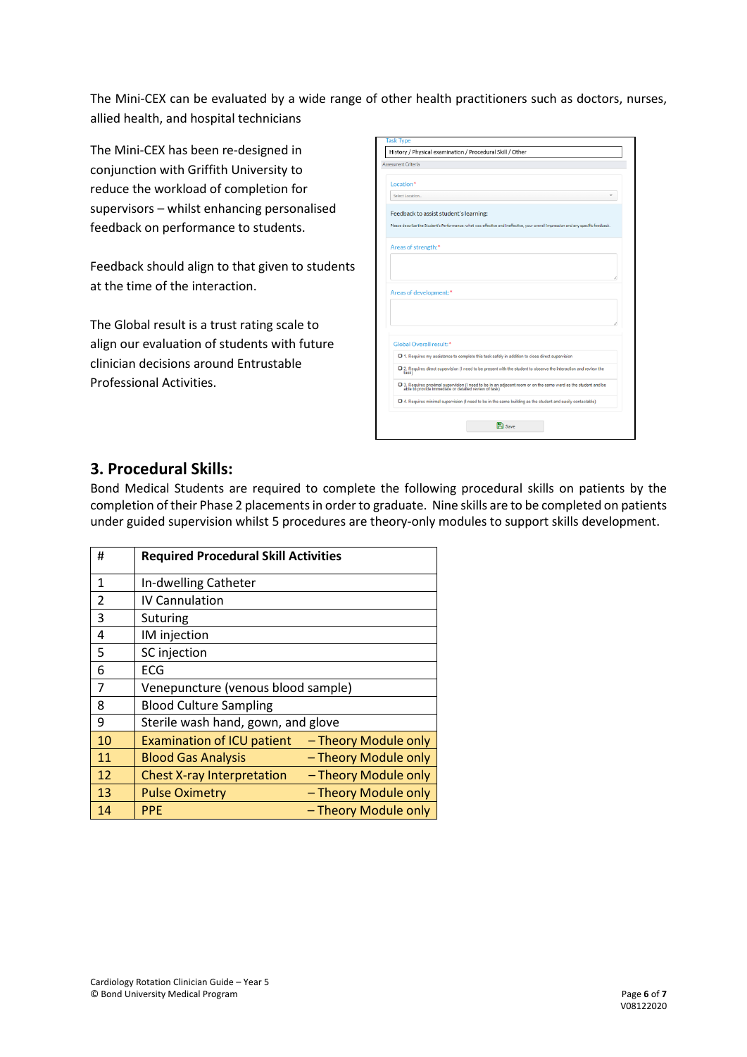The Mini-CEX can be evaluated by a wide range of other health practitioners such as doctors, nurses, allied health, and hospital technicians

The Mini-CEX has been re-designed in conjunction with Griffith University to reduce the workload of completion for supervisors – whilst enhancing personalised feedback on performance to students.

Feedback should align to that given to students at the time of the interaction.

The Global result is a trust rating scale to align our evaluation of students with future clinician decisions around Entrustable Professional Activities.

## 3. Procedural Skills:

Bond Medical Students are required to complete the following procedural skills on patients by the completion of their Phase 2 placements in order to graduate. Nine skills are to be completed on patients under guided supervision whilst 5 procedures are theory-only modules to support skills development.

| # | Required Procedural Skill Activities |
|---|---|
| 1 | In-dwelling Catheter |
| 2 | IV Cannulation |
| 3 | Suturing |
| 4 | IM injection |
| 5 | SC injection |
| 6 | ECG |
| 7 | Venepuncture (venous blood sample) |
| 8 | Blood Culture Sampling |
| 9 | Sterile wash hand, gown, and glove |
| 10 | Examination of ICU patient – Theory Module only |
| 11 | Blood Gas Analysis – Theory Module only |
| 12 | Chest X-ray Interpretation – Theory Module only |
| 13 | Pulse Oximetry – Theory Module only |
| 14 | PPE – Theory Module only |

Cardiology Rotation Clinician Guide – Year 5
© Bond University Medical Program

V08122020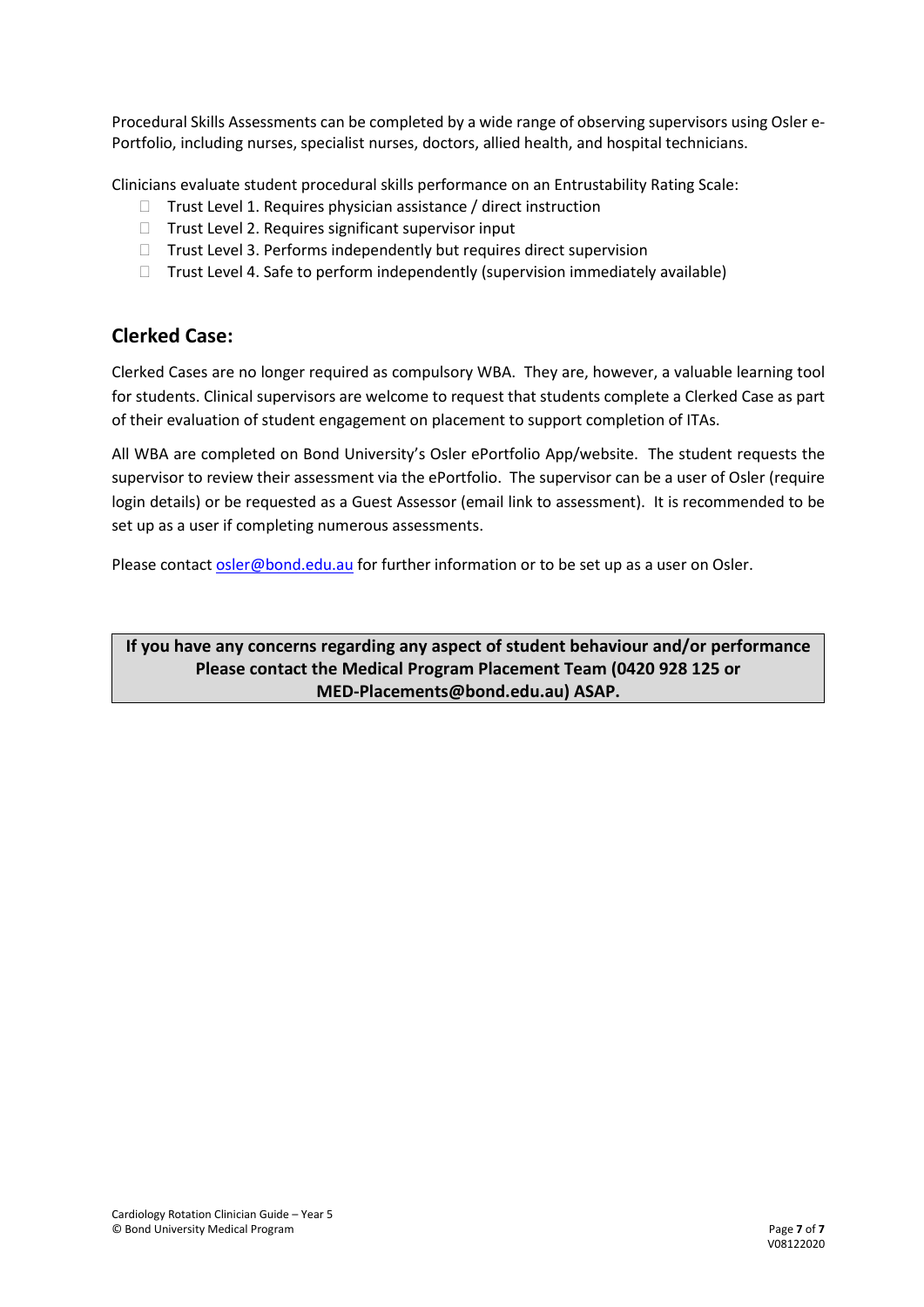Procedural Skills Assessments can be completed by a wide range of observing supervisors using Osler e-Portfolio, including nurses, specialist nurses, doctors, allied health, and hospital technicians.

Clinicians evaluate student procedural skills performance on an Entrustability Rating Scale:

- Trust Level 1. Requires physician assistance / direct instruction
- Trust Level 2. Requires significant supervisor input
- Trust Level 3. Performs independently but requires direct supervision
- Trust Level 4. Safe to perform independently (supervision immediately available)

## Clerked Case:

Clerked Cases are no longer required as compulsory WBA. They are, however, a valuable learning tool for students. Clinical supervisors are welcome to request that students complete a Clerked Case as part of their evaluation of student engagement on placement to support completion of ITAs.

All WBA are completed on Bond University's Osler ePortfolio App/website. The student requests the supervisor to review their assessment via the ePortfolio. The supervisor can be a user of Osler (require login details) or be requested as a Guest Assessor (email link to assessment). It is recommended to be set up as a user if completing numerous assessments.

Please contact osler@bond.edu.au for further information or to be set up as a user on Osler.

**If you have any concerns regarding any aspect of student behaviour and/or performance Please contact the Medical Program Placement Team (0420 928 125 or MED-Placements@bond.edu.au) ASAP.**